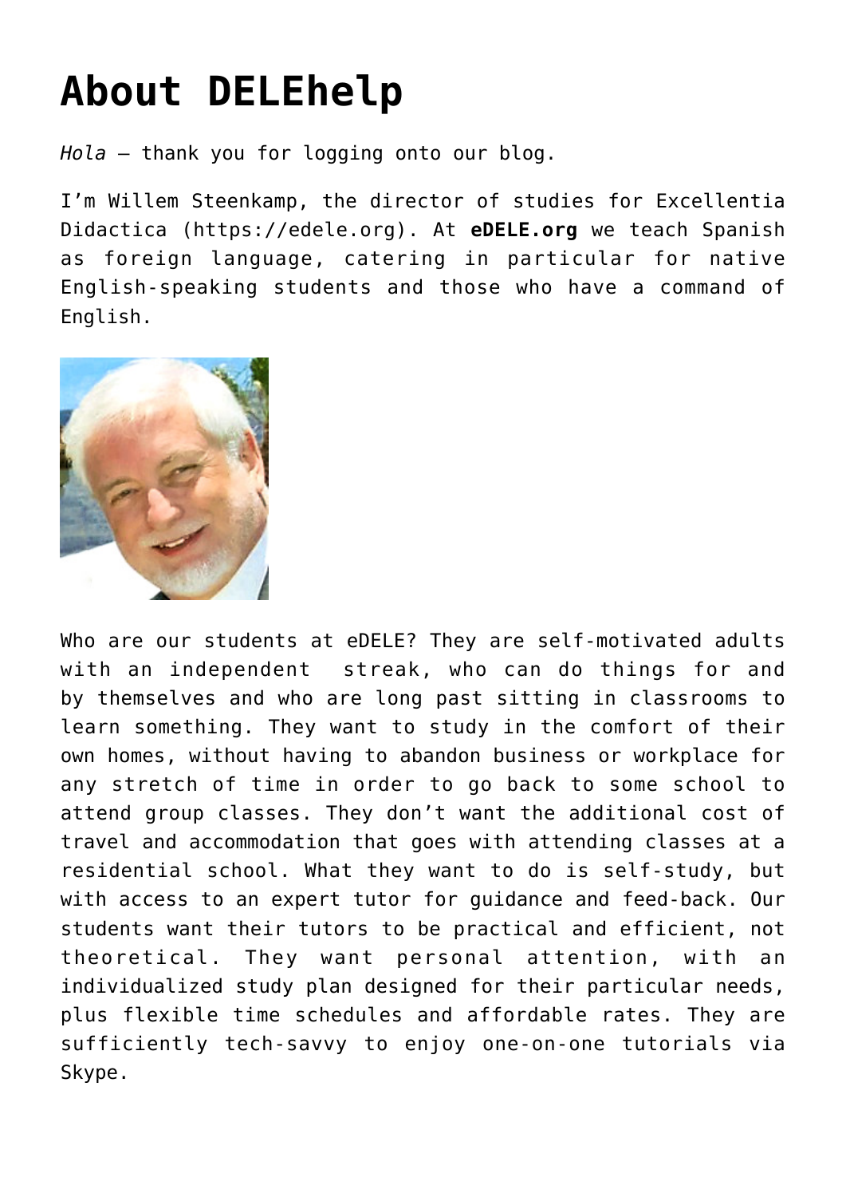# About DELEhelp

*Hola* – thank you for logging onto our blog.

I'm Willem Steenkamp, the director of studies for Excellentia Didactica (https://edele.org). At **eDELE.org** we teach Spanish as foreign language, catering in particular for native English-speaking students and those who have a command of English.

Who are our students at eDELE? They are self-motivated adults with an independent streak, who can do things for and by themselves and who are long past sitting in classrooms to learn something. They want to study in the comfort of their own homes, without having to abandon business or workplace for any stretch of time in order to go back to some school to attend group classes. They don't want the additional cost of travel and accommodation that goes with attending classes at a residential school. What they want to do is self-study, but with access to an expert tutor for guidance and feed-back. Our students want their tutors to be practical and efficient, not theoretical. They want personal attention, with an individualized study plan designed for their particular needs, plus flexible time schedules and affordable rates. They are sufficiently tech-savvy to enjoy one-on-one tutorials via Skype.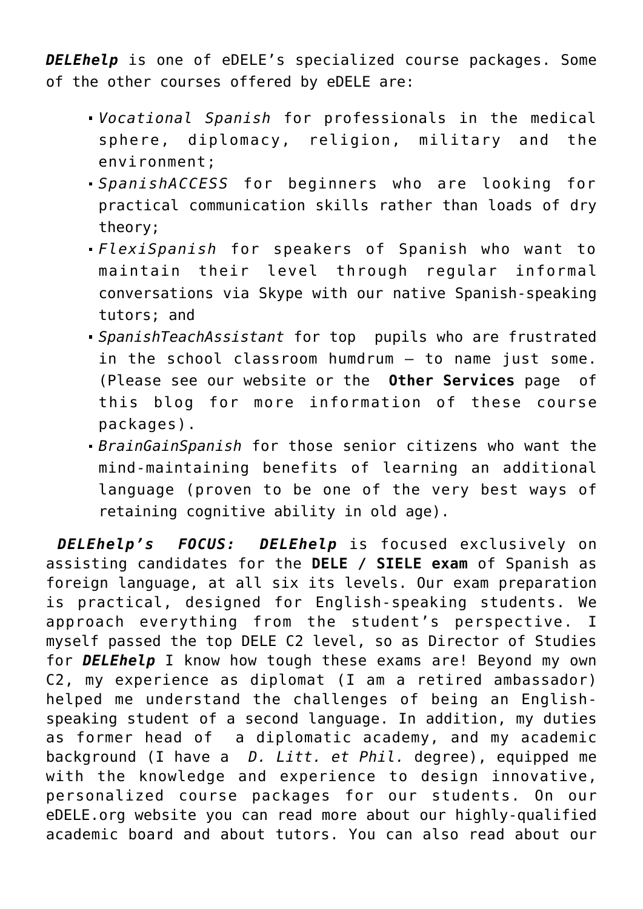***DELEhelp*** is one of eDELE's specialized course packages. Some of the other courses offered by eDELE are:

- *Vocational Spanish* for professionals in the medical sphere, diplomacy, religion, military and the environment;
- *SpanishACCESS* for beginners who are looking for practical communication skills rather than loads of dry theory;
- *FlexiSpanish* for speakers of Spanish who want to maintain their level through regular informal conversations via Skype with our native Spanish-speaking tutors; and
- *SpanishTeachAssistant* for top pupils who are frustrated in the school classroom humdrum – to name just some. (Please see our website or the **Other Services** page of this blog for more information of these course packages).
- *BrainGainSpanish* for those senior citizens who want the mind-maintaining benefits of learning an additional language (proven to be one of the very best ways of retaining cognitive ability in old age).

***DELEhelp's FOCUS:*** ***DELEhelp*** is focused exclusively on assisting candidates for the **DELE / SIELE exam** of Spanish as foreign language, at all six its levels. Our exam preparation is practical, designed for English-speaking students. We approach everything from the student's perspective. I myself passed the top DELE C2 level, so as Director of Studies for ***DELEhelp*** I know how tough these exams are! Beyond my own C2, my experience as diplomat (I am a retired ambassador) helped me understand the challenges of being an English-speaking student of a second language. In addition, my duties as former head of a diplomatic academy, and my academic background (I have a *D. Litt. et Phil.* degree), equipped me with the knowledge and experience to design innovative, personalized course packages for our students. On our eDELE.org website you can read more about our highly-qualified academic board and about tutors. You can also read about our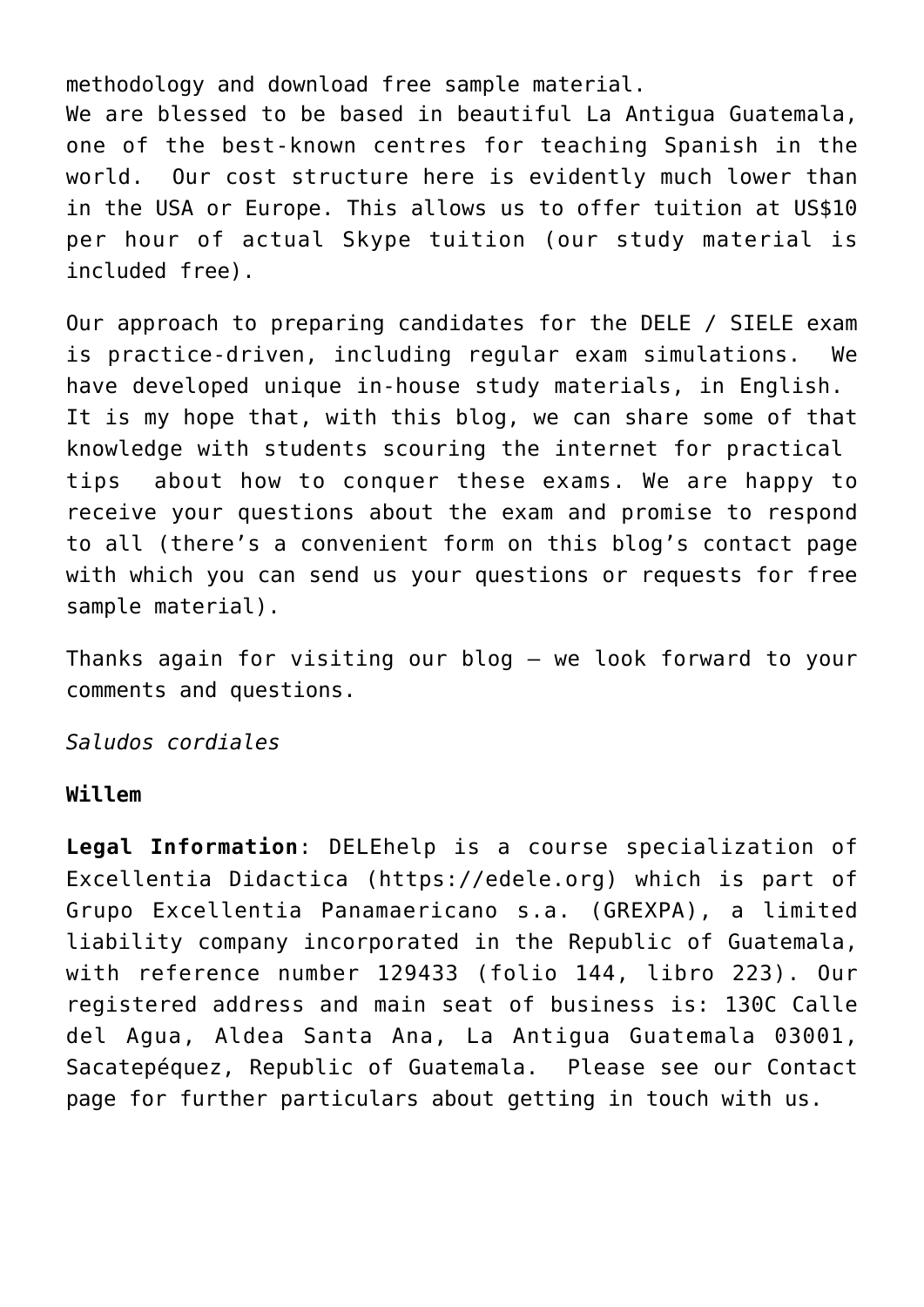methodology and download free sample material.
We are blessed to be based in beautiful La Antigua Guatemala, one of the best-known centres for teaching Spanish in the world. Our cost structure here is evidently much lower than in the USA or Europe. This allows us to offer tuition at US$10 per hour of actual Skype tuition (our study material is included free).

Our approach to preparing candidates for the DELE / SIELE exam is practice-driven, including regular exam simulations. We have developed unique in-house study materials, in English. It is my hope that, with this blog, we can share some of that knowledge with students scouring the internet for practical tips about how to conquer these exams. We are happy to receive your questions about the exam and promise to respond to all (there's a convenient form on this blog's contact page with which you can send us your questions or requests for free sample material).

Thanks again for visiting our blog – we look forward to your comments and questions.

*Saludos cordiales*

**Willem**

**Legal Information**: DELEhelp is a course specialization of Excellentia Didactica (https://edele.org) which is part of Grupo Excellentia Panamaericano s.a. (GREXPA), a limited liability company incorporated in the Republic of Guatemala, with reference number 129433 (folio 144, libro 223). Our registered address and main seat of business is: 130C Calle del Agua, Aldea Santa Ana, La Antigua Guatemala 03001, Sacatepéquez, Republic of Guatemala. Please see our Contact page for further particulars about getting in touch with us.